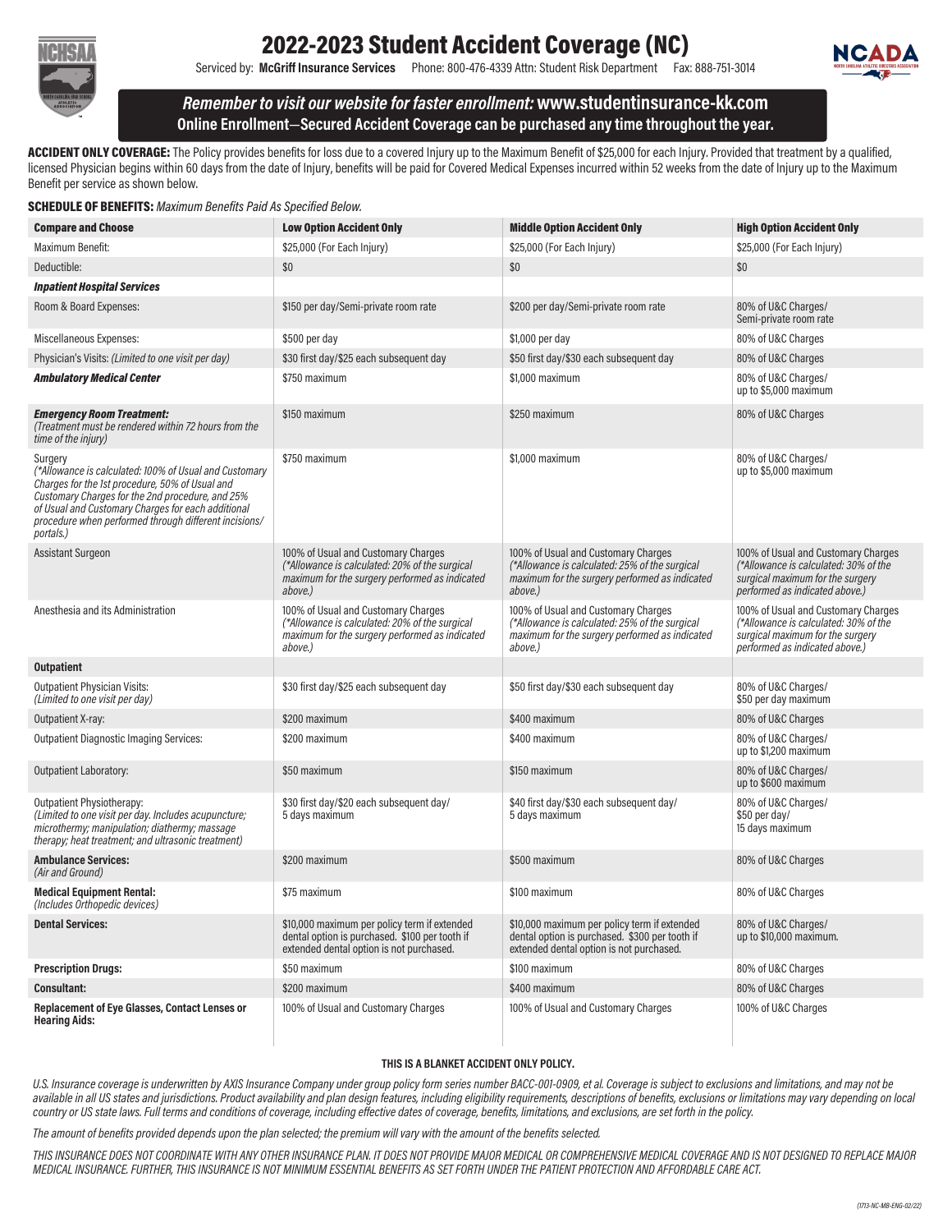# 2022-2023 Student Accident Coverage (NC)

Serviced by: **McGriff Insurance Services** Phone: 800-476-4339 Attn: Student Risk Department Fax: 888-751-3014

***Remember to visit our website for faster enrollment:*** **www.studentinsurance-kk.com**
**Online Enrollment—Secured Accident Coverage can be purchased any time throughout the year.**

**ACCIDENT ONLY COVERAGE:** The Policy provides benefits for loss due to a covered Injury up to the Maximum Benefit of $25,000 for each Injury. Provided that treatment by a qualified, licensed Physician begins within 60 days from the date of Injury, benefits will be paid for Covered Medical Expenses incurred within 52 weeks from the date of Injury up to the Maximum Benefit per service as shown below.

**SCHEDULE OF BENEFITS:** *Maximum Benefits Paid As Specified Below.*

| Compare and Choose | Low Option Accident Only | Middle Option Accident Only | High Option Accident Only |
|---|---|---|---|
| Maximum Benefit: | $25,000 (For Each Injury) | $25,000 (For Each Injury) | $25,000 (For Each Injury) |
| Deductible: | $0 | $0 | $0 |
| ***Inpatient Hospital Services*** | | | |
| Room & Board Expenses: | $150 per day/Semi-private room rate | $200 per day/Semi-private room rate | 80% of U&C Charges/ Semi-private room rate |
| Miscellaneous Expenses: | $500 per day | $1,000 per day | 80% of U&C Charges |
| Physician's Visits: *(Limited to one visit per day)* | $30 first day/$25 each subsequent day | $50 first day/$30 each subsequent day | 80% of U&C Charges |
| ***Ambulatory Medical Center*** | $750 maximum | $1,000 maximum | 80% of U&C Charges/ up to $5,000 maximum |
| ***Emergency Room Treatment:*** *(Treatment must be rendered within 72 hours from the time of the injury)* | $150 maximum | $250 maximum | 80% of U&C Charges |
| Surgery *(\*Allowance is calculated: 100% of Usual and Customary Charges for the 1st procedure, 50% of Usual and Customary Charges for the 2nd procedure, and 25% of Usual and Customary Charges for each additional procedure when performed through different incisions/ portals.)* | $750 maximum | $1,000 maximum | 80% of U&C Charges/ up to $5,000 maximum |
| Assistant Surgeon | 100% of Usual and Customary Charges *(\*Allowance is calculated: 20% of the surgical maximum for the surgery performed as indicated above.)* | 100% of Usual and Customary Charges *(\*Allowance is calculated: 25% of the surgical maximum for the surgery performed as indicated above.)* | 100% of Usual and Customary Charges *(\*Allowance is calculated: 30% of the surgical maximum for the surgery performed as indicated above.)* |
| Anesthesia and its Administration | 100% of Usual and Customary Charges *(\*Allowance is calculated: 20% of the surgical maximum for the surgery performed as indicated above.)* | 100% of Usual and Customary Charges *(\*Allowance is calculated: 25% of the surgical maximum for the surgery performed as indicated above.)* | 100% of Usual and Customary Charges *(\*Allowance is calculated: 30% of the surgical maximum for the surgery performed as indicated above.)* |
| **Outpatient** | | | |
| Outpatient Physician Visits: *(Limited to one visit per day)* | $30 first day/$25 each subsequent day | $50 first day/$30 each subsequent day | 80% of U&C Charges/ $50 per day maximum |
| Outpatient X-ray: | $200 maximum | $400 maximum | 80% of U&C Charges |
| Outpatient Diagnostic Imaging Services: | $200 maximum | $400 maximum | 80% of U&C Charges/ up to $1,200 maximum |
| Outpatient Laboratory: | $50 maximum | $150 maximum | 80% of U&C Charges/ up to $600 maximum |
| Outpatient Physiotherapy: *(Limited to one visit per day. Includes acupuncture; microthermy; manipulation; diathermy; massage therapy; heat treatment; and ultrasonic treatment)* | $30 first day/$20 each subsequent day/ 5 days maximum | $40 first day/$30 each subsequent day/ 5 days maximum | 80% of U&C Charges/ $50 per day/ 15 days maximum |
| **Ambulance Services:** *(Air and Ground)* | $200 maximum | $500 maximum | 80% of U&C Charges |
| **Medical Equipment Rental:** *(Includes Orthopedic devices)* | $75 maximum | $100 maximum | 80% of U&C Charges |
| **Dental Services:** | $10,000 maximum per policy term if extended dental option is purchased. $100 per tooth if extended dental option is not purchased. | $10,000 maximum per policy term if extended dental option is purchased. $300 per tooth if extended dental option is not purchased. | 80% of U&C Charges/ up to $10,000 maximum. |
| **Prescription Drugs:** | $50 maximum | $100 maximum | 80% of U&C Charges |
| **Consultant:** | $200 maximum | $400 maximum | 80% of U&C Charges |
| **Replacement of Eye Glasses, Contact Lenses or Hearing Aids:** | 100% of Usual and Customary Charges | 100% of Usual and Customary Charges | 100% of U&C Charges |

**THIS IS A BLANKET ACCIDENT ONLY POLICY.**

*U.S. Insurance coverage is underwritten by AXIS Insurance Company under group policy form series number BACC-001-0909, et al. Coverage is subject to exclusions and limitations, and may not be available in all US states and jurisdictions. Product availability and plan design features, including eligibility requirements, descriptions of benefits, exclusions or limitations may vary depending on local country or US state laws. Full terms and conditions of coverage, including effective dates of coverage, benefits, limitations, and exclusions, are set forth in the policy.*

*The amount of benefits provided depends upon the plan selected; the premium will vary with the amount of the benefits selected.*

*THIS INSURANCE DOES NOT COORDINATE WITH ANY OTHER INSURANCE PLAN. IT DOES NOT PROVIDE MAJOR MEDICAL OR COMPREHENSIVE MEDICAL COVERAGE AND IS NOT DESIGNED TO REPLACE MAJOR MEDICAL INSURANCE. FURTHER, THIS INSURANCE IS NOT MINIMUM ESSENTIAL BENEFITS AS SET FORTH UNDER THE PATIENT PROTECTION AND AFFORDABLE CARE ACT.*

*(1713-NC-MB-ENG-02/22)*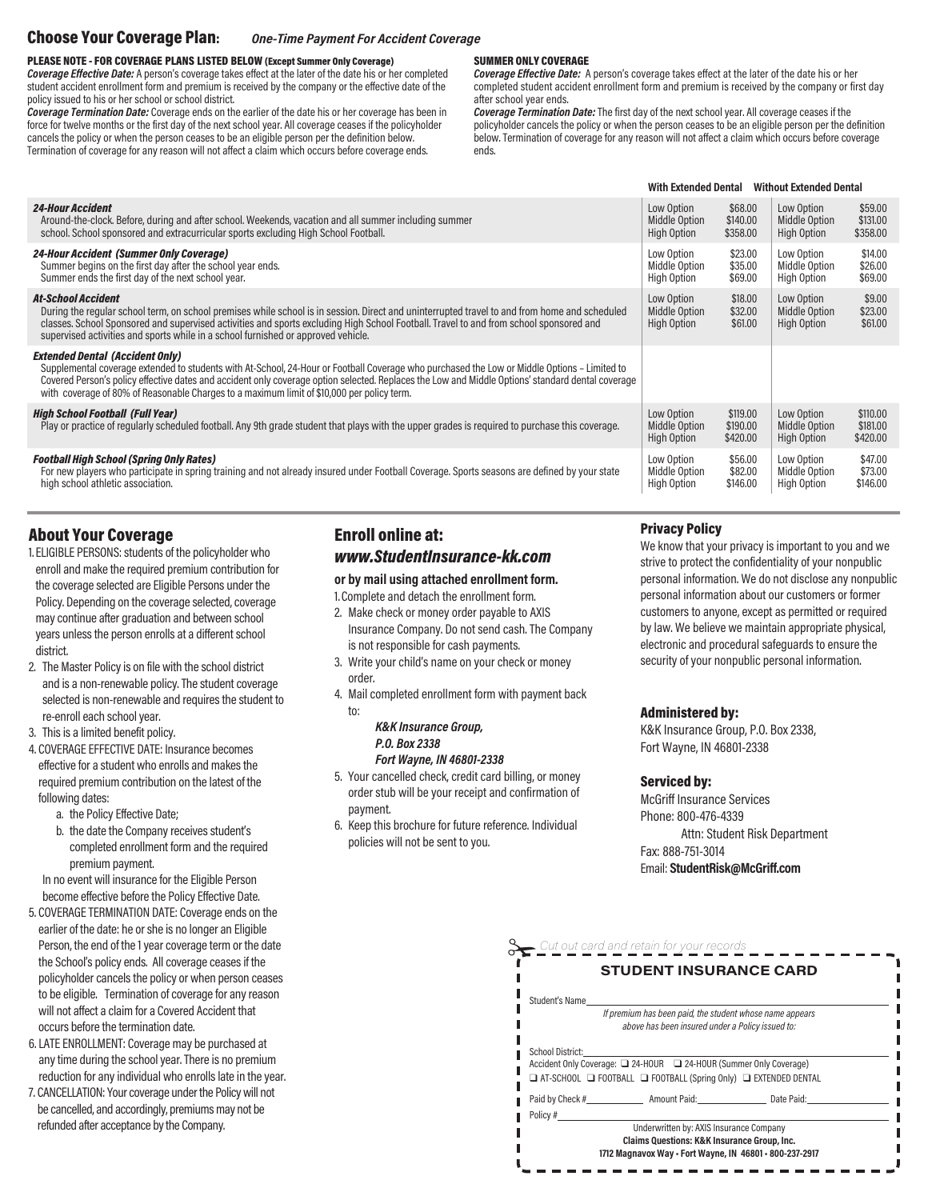## Choose Your Coverage Plan: *One-Time Payment For Accident Coverage*

**PLEASE NOTE - FOR COVERAGE PLANS LISTED BELOW (Except Summer Only Coverage)**

***Coverage Effective Date:*** A person's coverage takes effect at the later of the date his or her completed student accident enrollment form and premium is received by the company or the effective date of the policy issued to his or her school or school district.

***Coverage Termination Date:*** Coverage ends on the earlier of the date his or her coverage has been in force for twelve months or the first day of the next school year. All coverage ceases if the policyholder cancels the policy or when the person ceases to be an eligible person per the definition below. Termination of coverage for any reason will not affect a claim which occurs before coverage ends.

**SUMMER ONLY COVERAGE**

***Coverage Effective Date:*** A person's coverage takes effect at the later of the date his or her completed student accident enrollment form and premium is received by the company or first day after school year ends.

***Coverage Termination Date:*** The first day of the next school year. All coverage ceases if the policyholder cancels the policy or when the person ceases to be an eligible person per the definition below. Termination of coverage for any reason will not affect a claim which occurs before coverage ends.

| Coverage | With Extended Dental | | Without Extended Dental | |
|---|---|---|---|---|
| ***24-Hour Accident*** Around-the-clock. Before, during and after school. Weekends, vacation and all summer including summer school. School sponsored and extracurricular sports excluding High School Football. | Low Option<br>Middle Option<br>High Option | \$68.00<br>\$140.00<br>\$358.00 | Low Option<br>Middle Option<br>High Option | \$59.00<br>\$131.00<br>\$358.00 |
| ***24-Hour Accident (Summer Only Coverage)*** Summer begins on the first day after the school year ends. Summer ends the first day of the next school year. | Low Option<br>Middle Option<br>High Option | \$23.00<br>\$35.00<br>\$69.00 | Low Option<br>Middle Option<br>High Option | \$14.00<br>\$26.00<br>\$69.00 |
| ***At-School Accident*** During the regular school term, on school premises while school is in session. Direct and uninterrupted travel to and from home and scheduled classes. School Sponsored and supervised activities and sports excluding High School Football. Travel to and from school sponsored and supervised activities and sports while in a school furnished or approved vehicle. | Low Option<br>Middle Option<br>High Option | \$18.00<br>\$32.00<br>\$61.00 | Low Option<br>Middle Option<br>High Option | \$9.00<br>\$23.00<br>\$61.00 |
| ***Extended Dental (Accident Only)*** Supplemental coverage extended to students with At-School, 24-Hour or Football Coverage who purchased the Low or Middle Options – Limited to Covered Person's policy effective dates and accident only coverage option selected. Replaces the Low and Middle Options' standard dental coverage with coverage of 80% of Reasonable Charges to a maximum limit of \$10,000 per policy term. | | | | |
| ***High School Football (Full Year)*** Play or practice of regularly scheduled football. Any 9th grade student that plays with the upper grades is required to purchase this coverage. | Low Option<br>Middle Option<br>High Option | \$119.00<br>\$190.00<br>\$420.00 | Low Option<br>Middle Option<br>High Option | \$110.00<br>\$181.00<br>\$420.00 |
| ***Football High School (Spring Only Rates)*** For new players who participate in spring training and not already insured under Football Coverage. Sports seasons are defined by your state high school athletic association. | Low Option<br>Middle Option<br>High Option | \$56.00<br>\$82.00<br>\$146.00 | Low Option<br>Middle Option<br>High Option | \$47.00<br>\$73.00<br>\$146.00 |

## About Your Coverage

1. ELIGIBLE PERSONS: students of the policyholder who enroll and make the required premium contribution for the coverage selected are Eligible Persons under the Policy. Depending on the coverage selected, coverage may continue after graduation and between school years unless the person enrolls at a different school district.
2. The Master Policy is on file with the school district and is a non-renewable policy. The student coverage selected is non-renewable and requires the student to re-enroll each school year.
3. This is a limited benefit policy.
4. COVERAGE EFFECTIVE DATE: Insurance becomes effective for a student who enrolls and makes the required premium contribution on the latest of the following dates:
   a. the Policy Effective Date;
   b. the date the Company receives student's completed enrollment form and the required premium payment.

   In no event will insurance for the Eligible Person become effective before the Policy Effective Date.
5. COVERAGE TERMINATION DATE: Coverage ends on the earlier of the date: he or she is no longer an Eligible Person, the end of the 1 year coverage term or the date the School's policy ends. All coverage ceases if the policyholder cancels the policy or when person ceases to be eligible. Termination of coverage for any reason will not affect a claim for a Covered Accident that occurs before the termination date.
6. LATE ENROLLMENT: Coverage may be purchased at any time during the school year. There is no premium reduction for any individual who enrolls late in the year.
7. CANCELLATION: Your coverage under the Policy will not be cancelled, and accordingly, premiums may not be refunded after acceptance by the Company.

## Enroll online at: *www.StudentInsurance-kk.com*

**or by mail using attached enrollment form.**

1. Complete and detach the enrollment form.
2. Make check or money order payable to AXIS Insurance Company. Do not send cash. The Company is not responsible for cash payments.
3. Write your child's name on your check or money order.
4. Mail completed enrollment form with payment back to:

   ***K&K Insurance Group,***
   ***P.O. Box 2338***
   ***Fort Wayne, IN 46801-2338***
5. Your cancelled check, credit card billing, or money order stub will be your receipt and confirmation of payment.
6. Keep this brochure for future reference. Individual policies will not be sent to you.

### Privacy Policy

We know that your privacy is important to you and we strive to protect the confidentiality of your nonpublic personal information. We do not disclose any nonpublic personal information about our customers or former customers to anyone, except as permitted or required by law. We believe we maintain appropriate physical, electronic and procedural safeguards to ensure the security of your nonpublic personal information.

### Administered by:

K&K Insurance Group, P.O. Box 2338,
Fort Wayne, IN 46801-2338

### Serviced by:

McGriff Insurance Services
Phone: 800-476-4339
Attn: Student Risk Department
Fax: 888-751-3014
Email: **StudentRisk@McGriff.com**

*Cut out card and retain for your records*

**STUDENT INSURANCE CARD**

Student's Name\_\_\_\_\_\_\_\_\_\_\_\_\_\_\_\_\_\_\_\_

*If premium has been paid, the student whose name appears above has been insured under a Policy issued to:*

School District:\_\_\_\_\_\_\_\_\_\_\_\_\_\_\_\_\_\_\_\_

Accident Only Coverage: ☐ 24-HOUR ☐ 24-HOUR (Summer Only Coverage)

☐ AT-SCHOOL ☐ FOOTBALL ☐ FOOTBALL (Spring Only) ☐ EXTENDED DENTAL

Paid by Check #\_\_\_\_\_\_\_\_ Amount Paid:\_\_\_\_\_\_\_\_ Date Paid:\_\_\_\_\_\_\_\_

Policy #\_\_\_\_\_\_\_\_\_\_\_\_\_\_\_\_\_\_\_\_

Underwritten by: AXIS Insurance Company

**Claims Questions: K&K Insurance Group, Inc.**

**1712 Magnavox Way • Fort Wayne, IN 46801 • 800-237-2917**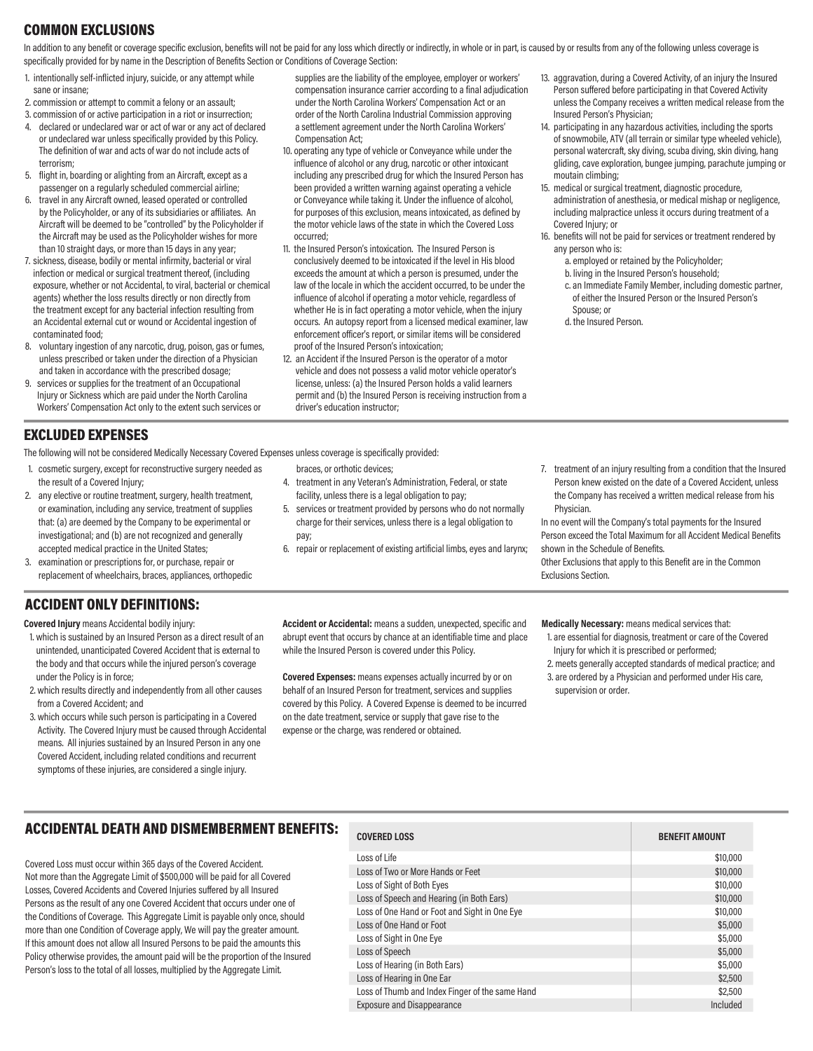## COMMON EXCLUSIONS

In addition to any benefit or coverage specific exclusion, benefits will not be paid for any loss which directly or indirectly, in whole or in part, is caused by or results from any of the following unless coverage is specifically provided for by name in the Description of Benefits Section or Conditions of Coverage Section:

1. intentionally self-inflicted injury, suicide, or any attempt while sane or insane;
2. commission or attempt to commit a felony or an assault;
3. commission of or active participation in a riot or insurrection;
4. declared or undeclared war or act of war or any act of declared or undeclared war unless specifically provided by this Policy. The definition of war and acts of war do not include acts of terrorism;
5. flight in, boarding or alighting from an Aircraft, except as a passenger on a regularly scheduled commercial airline;
6. travel in any Aircraft owned, leased operated or controlled by the Policyholder, or any of its subsidiaries or affiliates. An Aircraft will be deemed to be "controlled" by the Policyholder if the Aircraft may be used as the Policyholder wishes for more than 10 straight days, or more than 15 days in any year;
7. sickness, disease, bodily or mental infirmity, bacterial or viral infection or medical or surgical treatment thereof, (including exposure, whether or not Accidental, to viral, bacterial or chemical agents) whether the loss results directly or non directly from the treatment except for any bacterial infection resulting from an Accidental external cut or wound or Accidental ingestion of contaminated food;
8. voluntary ingestion of any narcotic, drug, poison, gas or fumes, unless prescribed or taken under the direction of a Physician and taken in accordance with the prescribed dosage;
9. services or supplies for the treatment of an Occupational Injury or Sickness which are paid under the North Carolina Workers' Compensation Act only to the extent such services or supplies are the liability of the employee, employer or workers' compensation insurance carrier according to a final adjudication under the North Carolina Workers' Compensation Act or an order of the North Carolina Industrial Commission approving a settlement agreement under the North Carolina Workers' Compensation Act;
10. operating any type of vehicle or Conveyance while under the influence of alcohol or any drug, narcotic or other intoxicant including any prescribed drug for which the Insured Person has been provided a written warning against operating a vehicle or Conveyance while taking it. Under the influence of alcohol, for purposes of this exclusion, means intoxicated, as defined by the motor vehicle laws of the state in which the Covered Loss occurred;
11. the Insured Person's intoxication. The Insured Person is conclusively deemed to be intoxicated if the level in His blood exceeds the amount at which a person is presumed, under the law of the locale in which the accident occurred, to be under the influence of alcohol if operating a motor vehicle, regardless of whether He is in fact operating a motor vehicle, when the injury occurs. An autopsy report from a licensed medical examiner, law enforcement officer's report, or similar items will be considered proof of the Insured Person's intoxication;
12. an Accident if the Insured Person is the operator of a motor vehicle and does not possess a valid motor vehicle operator's license, unless: (a) the Insured Person holds a valid learners permit and (b) the Insured Person is receiving instruction from a driver's education instructor;
13. aggravation, during a Covered Activity, of an injury the Insured Person suffered before participating in that Covered Activity unless the Company receives a written medical release from the Insured Person's Physician;
14. participating in any hazardous activities, including the sports of snowmobile, ATV (all terrain or similar type wheeled vehicle), personal watercraft, sky diving, scuba diving, skin diving, hang gliding, cave exploration, bungee jumping, parachute jumping or moutain climbing;
15. medical or surgical treatment, diagnostic procedure, administration of anesthesia, or medical mishap or negligence, including malpractice unless it occurs during treatment of a Covered Injury; or
16. benefits will not be paid for services or treatment rendered by any person who is:
    a. employed or retained by the Policyholder;
    b. living in the Insured Person's household;
    c. an Immediate Family Member, including domestic partner, of either the Insured Person or the Insured Person's Spouse; or
    d. the Insured Person.

## EXCLUDED EXPENSES

The following will not be considered Medically Necessary Covered Expenses unless coverage is specifically provided:

1. cosmetic surgery, except for reconstructive surgery needed as the result of a Covered Injury;
2. any elective or routine treatment, surgery, health treatment, or examination, including any service, treatment of supplies that: (a) are deemed by the Company to be experimental or investigational; and (b) are not recognized and generally accepted medical practice in the United States;
3. examination or prescriptions for, or purchase, repair or replacement of wheelchairs, braces, appliances, orthopedic braces, or orthotic devices;
4. treatment in any Veteran's Administration, Federal, or state facility, unless there is a legal obligation to pay;
5. services or treatment provided by persons who do not normally charge for their services, unless there is a legal obligation to pay;
6. repair or replacement of existing artificial limbs, eyes and larynx;
7. treatment of an injury resulting from a condition that the Insured Person knew existed on the date of a Covered Accident, unless the Company has received a written medical release from his Physician.

In no event will the Company's total payments for the Insured Person exceed the Total Maximum for all Accident Medical Benefits shown in the Schedule of Benefits.

Other Exclusions that apply to this Benefit are in the Common Exclusions Section.

## ACCIDENT ONLY DEFINITIONS:

**Covered Injury** means Accidental bodily injury:

1. which is sustained by an Insured Person as a direct result of an unintended, unanticipated Covered Accident that is external to the body and that occurs while the injured person's coverage under the Policy is in force;
2. which results directly and independently from all other causes from a Covered Accident; and
3. which occurs while such person is participating in a Covered Activity. The Covered Injury must be caused through Accidental means. All injuries sustained by an Insured Person in any one Covered Accident, including related conditions and recurrent symptoms of these injuries, are considered a single injury.

**Accident or Accidental:** means a sudden, unexpected, specific and abrupt event that occurs by chance at an identifiable time and place while the Insured Person is covered under this Policy.

**Covered Expenses:** means expenses actually incurred by or on behalf of an Insured Person for treatment, services and supplies covered by this Policy. A Covered Expense is deemed to be incurred on the date treatment, service or supply that gave rise to the expense or the charge, was rendered or obtained.

**Medically Necessary:** means medical services that:

1. are essential for diagnosis, treatment or care of the Covered Injury for which it is prescribed or performed;
2. meets generally accepted standards of medical practice; and
3. are ordered by a Physician and performed under His care, supervision or order.

## ACCIDENTAL DEATH AND DISMEMBERMENT BENEFITS:

Covered Loss must occur within 365 days of the Covered Accident. Not more than the Aggregate Limit of $500,000 will be paid for all Covered Losses, Covered Accidents and Covered Injuries suffered by all Insured Persons as the result of any one Covered Accident that occurs under one of the Conditions of Coverage. This Aggregate Limit is payable only once, should more than one Condition of Coverage apply, We will pay the greater amount. If this amount does not allow all Insured Persons to be paid the amounts this Policy otherwise provides, the amount paid will be the proportion of the Insured Person's loss to the total of all losses, multiplied by the Aggregate Limit.

| COVERED LOSS | BENEFIT AMOUNT |
| --- | --- |
| Loss of Life | $10,000 |
| Loss of Two or More Hands or Feet | $10,000 |
| Loss of Sight of Both Eyes | $10,000 |
| Loss of Speech and Hearing (in Both Ears) | $10,000 |
| Loss of One Hand or Foot and Sight in One Eye | $10,000 |
| Loss of One Hand or Foot | $5,000 |
| Loss of Sight in One Eye | $5,000 |
| Loss of Speech | $5,000 |
| Loss of Hearing (in Both Ears) | $5,000 |
| Loss of Hearing in One Ear | $2,500 |
| Loss of Thumb and Index Finger of the same Hand | $2,500 |
| Exposure and Disappearance | Included |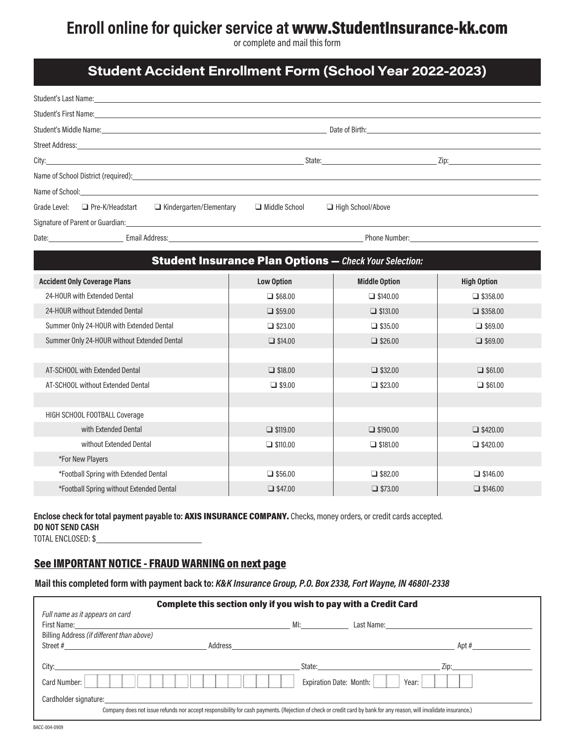# Enroll online for quicker service at www.StudentInsurance-kk.com

or complete and mail this form

## Student Accident Enrollment Form (School Year 2022-2023)

Student's Last Name: ______________________________

Student's First Name: ______________________________

Student's Middle Name: ______________________________ Date of Birth: ______________________________

Street Address: ______________________________

City: ______________________________ State: ______________________________ Zip: ______________________________

Name of School District (required): ______________________________

Name of School: ______________________________

Grade Level: ❑ Pre-K/Headstart ❑ Kindergarten/Elementary ❑ Middle School ❑ High School/Above

Signature of Parent or Guardian: ______________________________

Date: ______________ Email Address: ______________________________ Phone Number: ______________________________

## Student Insurance Plan Options — *Check Your Selection:*

| Accident Only Coverage Plans | Low Option | Middle Option | High Option |
|---|---|---|---|
| 24-HOUR with Extended Dental | ❑ $68.00 | ❑ $140.00 | ❑ $358.00 |
| 24-HOUR without Extended Dental | ❑ $59.00 | ❑ $131.00 | ❑ $358.00 |
| Summer Only 24-HOUR with Extended Dental | ❑ $23.00 | ❑ $35.00 | ❑ $69.00 |
| Summer Only 24-HOUR without Extended Dental | ❑ $14.00 | ❑ $26.00 | ❑ $69.00 |
| | | | |
| AT-SCHOOL with Extended Dental | ❑ $18.00 | ❑ $32.00 | ❑ $61.00 |
| AT-SCHOOL without Extended Dental | ❑ $9.00 | ❑ $23.00 | ❑ $61.00 |
| | | | |
| HIGH SCHOOL FOOTBALL Coverage | | | |
| with Extended Dental | ❑ $119.00 | ❑ $190.00 | ❑ $420.00 |
| without Extended Dental | ❑ $110.00 | ❑ $181.00 | ❑ $420.00 |
| *For New Players | | | |
| *Football Spring with Extended Dental | ❑ $56.00 | ❑ $82.00 | ❑ $146.00 |
| *Football Spring without Extended Dental | ❑ $47.00 | ❑ $73.00 | ❑ $146.00 |

**Enclose check for total payment payable to: AXIS INSURANCE COMPANY.** Checks, money orders, or credit cards accepted.

**DO NOT SEND CASH**

TOTAL ENCLOSED: $______________________

**See IMPORTANT NOTICE - FRAUD WARNING on next page**

**Mail this completed form with payment back to:** ***K&K Insurance Group, P.O. Box 2338, Fort Wayne, IN 46801-2338***

### Complete this section only if you wish to pay with a Credit Card

*Full name as it appears on card*

First Name: ______________________________ MI: __________ Last Name: ______________________________

Billing Address *(if different than above)*

Street # ______________________________ Address ______________________________ Apt # ______________

City: ______________________________ State: ______________________________ Zip: ______________________________

Card Number: ____ ____ ____ ____ Expiration Date: Month: ____ Year: ____

Cardholder signature: ______________________________

Company does not issue refunds nor accept responsibility for cash payments. (Rejection of check or credit card by bank for any reason, will invalidate insurance.)

BACC-004-0909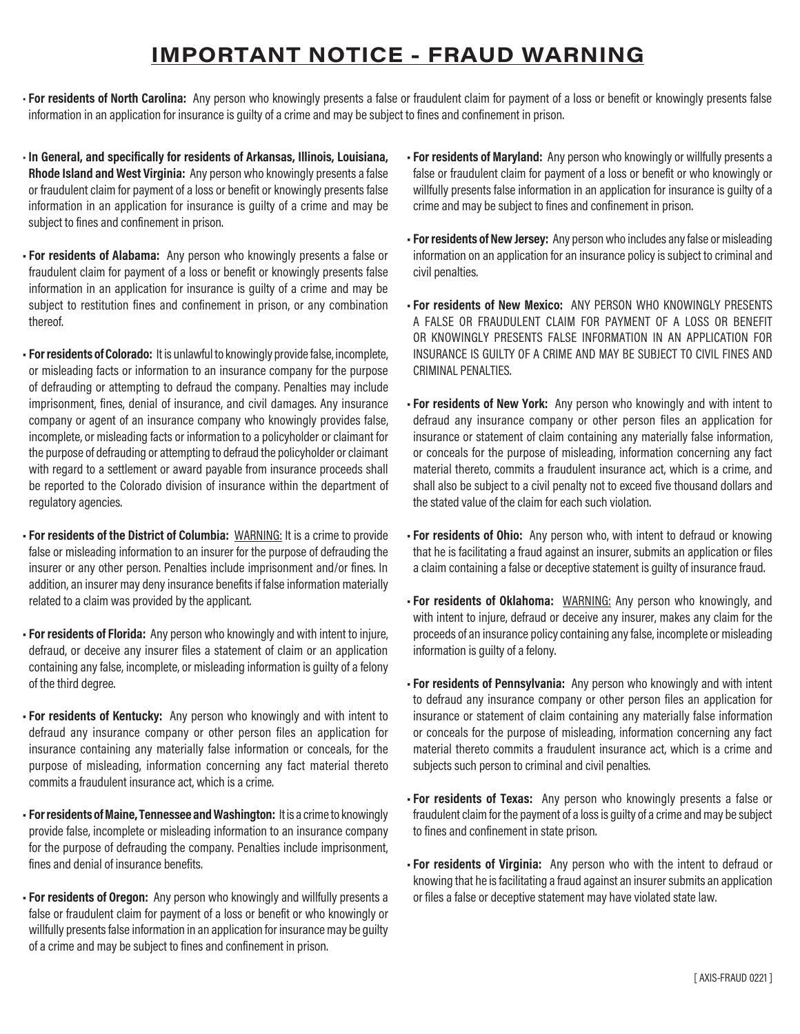# IMPORTANT NOTICE - FRAUD WARNING

- **For residents of North Carolina:** Any person who knowingly presents a false or fraudulent claim for payment of a loss or benefit or knowingly presents false information in an application for insurance is guilty of a crime and may be subject to fines and confinement in prison.

- **In General, and specifically for residents of Arkansas, Illinois, Louisiana, Rhode Island and West Virginia:** Any person who knowingly presents a false or fraudulent claim for payment of a loss or benefit or knowingly presents false information in an application for insurance is guilty of a crime and may be subject to fines and confinement in prison.

- **For residents of Alabama:** Any person who knowingly presents a false or fraudulent claim for payment of a loss or benefit or knowingly presents false information in an application for insurance is guilty of a crime and may be subject to restitution fines and confinement in prison, or any combination thereof.

- **For residents of Colorado:** It is unlawful to knowingly provide false, incomplete, or misleading facts or information to an insurance company for the purpose of defrauding or attempting to defraud the company. Penalties may include imprisonment, fines, denial of insurance, and civil damages. Any insurance company or agent of an insurance company who knowingly provides false, incomplete, or misleading facts or information to a policyholder or claimant for the purpose of defrauding or attempting to defraud the policyholder or claimant with regard to a settlement or award payable from insurance proceeds shall be reported to the Colorado division of insurance within the department of regulatory agencies.

- **For residents of the District of Columbia:** WARNING: It is a crime to provide false or misleading information to an insurer for the purpose of defrauding the insurer or any other person. Penalties include imprisonment and/or fines. In addition, an insurer may deny insurance benefits if false information materially related to a claim was provided by the applicant.

- **For residents of Florida:** Any person who knowingly and with intent to injure, defraud, or deceive any insurer files a statement of claim or an application containing any false, incomplete, or misleading information is guilty of a felony of the third degree.

- **For residents of Kentucky:** Any person who knowingly and with intent to defraud any insurance company or other person files an application for insurance containing any materially false information or conceals, for the purpose of misleading, information concerning any fact material thereto commits a fraudulent insurance act, which is a crime.

- **For residents of Maine, Tennessee and Washington:** It is a crime to knowingly provide false, incomplete or misleading information to an insurance company for the purpose of defrauding the company. Penalties include imprisonment, fines and denial of insurance benefits.

- **For residents of Oregon:** Any person who knowingly and willfully presents a false or fraudulent claim for payment of a loss or benefit or who knowingly or willfully presents false information in an application for insurance may be guilty of a crime and may be subject to fines and confinement in prison.

- **For residents of Maryland:** Any person who knowingly or willfully presents a false or fraudulent claim for payment of a loss or benefit or who knowingly or willfully presents false information in an application for insurance is guilty of a crime and may be subject to fines and confinement in prison.

- **For residents of New Jersey:** Any person who includes any false or misleading information on an application for an insurance policy is subject to criminal and civil penalties.

- **For residents of New Mexico:** ANY PERSON WHO KNOWINGLY PRESENTS A FALSE OR FRAUDULENT CLAIM FOR PAYMENT OF A LOSS OR BENEFIT OR KNOWINGLY PRESENTS FALSE INFORMATION IN AN APPLICATION FOR INSURANCE IS GUILTY OF A CRIME AND MAY BE SUBJECT TO CIVIL FINES AND CRIMINAL PENALTIES.

- **For residents of New York:** Any person who knowingly and with intent to defraud any insurance company or other person files an application for insurance or statement of claim containing any materially false information, or conceals for the purpose of misleading, information concerning any fact material thereto, commits a fraudulent insurance act, which is a crime, and shall also be subject to a civil penalty not to exceed five thousand dollars and the stated value of the claim for each such violation.

- **For residents of Ohio:** Any person who, with intent to defraud or knowing that he is facilitating a fraud against an insurer, submits an application or files a claim containing a false or deceptive statement is guilty of insurance fraud.

- **For residents of Oklahoma:** WARNING: Any person who knowingly, and with intent to injure, defraud or deceive any insurer, makes any claim for the proceeds of an insurance policy containing any false, incomplete or misleading information is guilty of a felony.

- **For residents of Pennsylvania:** Any person who knowingly and with intent to defraud any insurance company or other person files an application for insurance or statement of claim containing any materially false information or conceals for the purpose of misleading, information concerning any fact material thereto commits a fraudulent insurance act, which is a crime and subjects such person to criminal and civil penalties.

- **For residents of Texas:** Any person who knowingly presents a false or fraudulent claim for the payment of a loss is guilty of a crime and may be subject to fines and confinement in state prison.

- **For residents of Virginia:** Any person who with the intent to defraud or knowing that he is facilitating a fraud against an insurer submits an application or files a false or deceptive statement may have violated state law.

[ AXIS-FRAUD 0221 ]